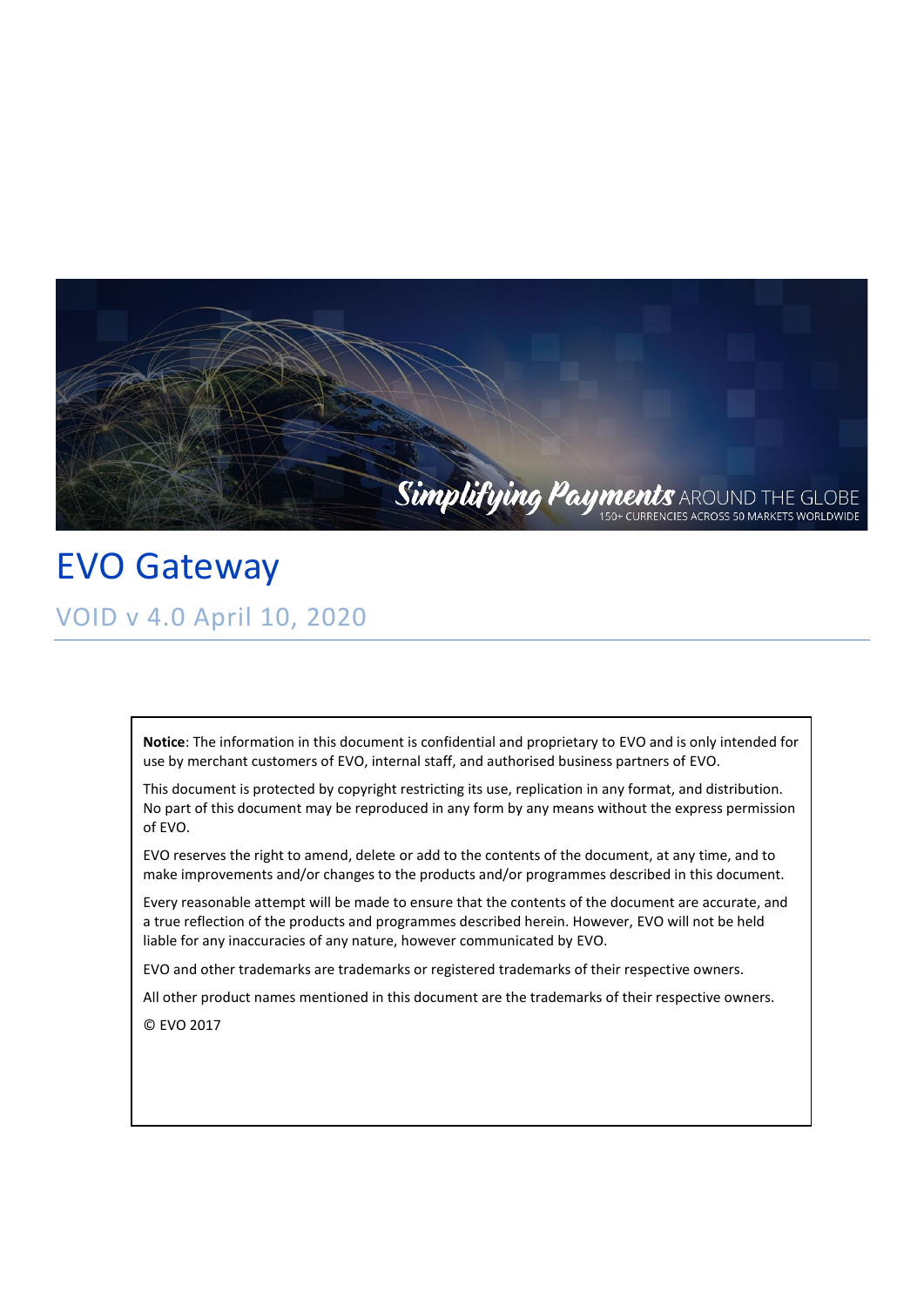Simplifying Payments AROUND THE GLOBE
150+ CURRENCIES ACROSS 50 MARKETS WORLDWIDE

# EVO Gateway

## VOID v 4.0 April 10, 2020

**Notice**: The information in this document is confidential and proprietary to EVO and is only intended for use by merchant customers of EVO, internal staff, and authorised business partners of EVO.

This document is protected by copyright restricting its use, replication in any format, and distribution. No part of this document may be reproduced in any form by any means without the express permission of EVO.

EVO reserves the right to amend, delete or add to the contents of the document, at any time, and to make improvements and/or changes to the products and/or programmes described in this document.

Every reasonable attempt will be made to ensure that the contents of the document are accurate, and a true reflection of the products and programmes described herein. However, EVO will not be held liable for any inaccuracies of any nature, however communicated by EVO.

EVO and other trademarks are trademarks or registered trademarks of their respective owners.

All other product names mentioned in this document are the trademarks of their respective owners.

© EVO 2017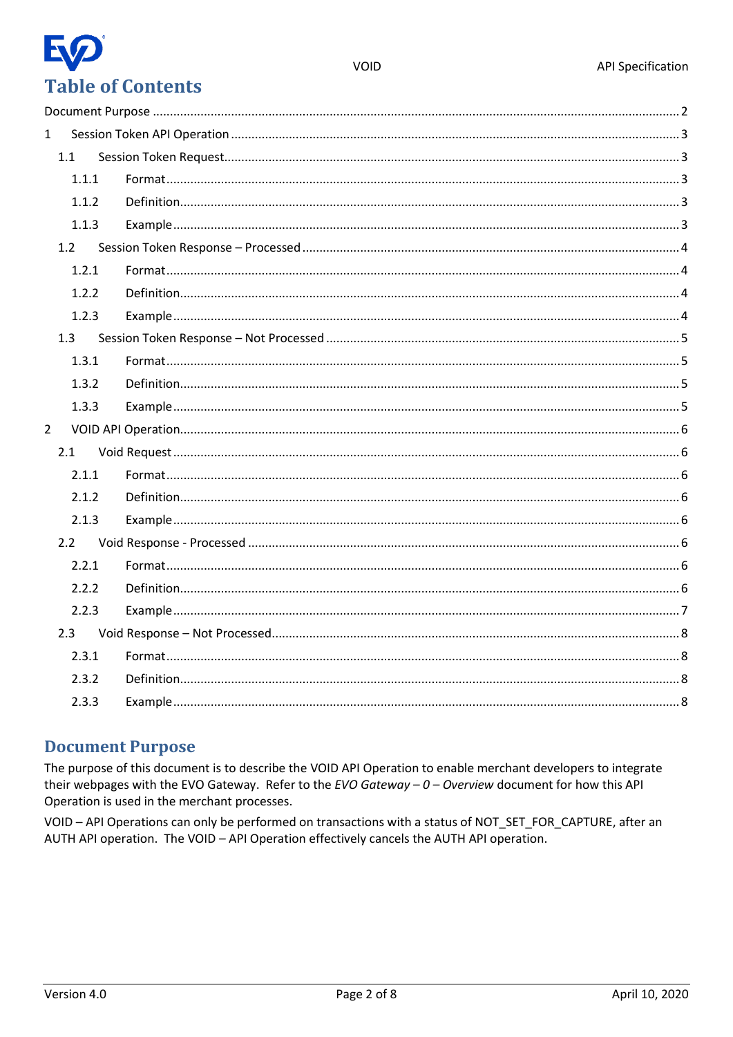# Table of Contents

Document Purpose ........................................................................................................................................ 2

1 Session Token API Operation ................................................................................................................. 3

1.1 Session Token Request................................................................................................................... 3

1.1.1 Format.................................................................................................................................... 3

1.1.2 Definition............................................................................................................................... 3

1.1.3 Example.................................................................................................................................. 3

1.2 Session Token Response – Processed ............................................................................................. 4

1.2.1 Format.................................................................................................................................... 4

1.2.2 Definition............................................................................................................................... 4

1.2.3 Example.................................................................................................................................. 4

1.3 Session Token Response – Not Processed ...................................................................................... 5

1.3.1 Format.................................................................................................................................... 5

1.3.2 Definition............................................................................................................................... 5

1.3.3 Example.................................................................................................................................. 5

2 VOID API Operation................................................................................................................................ 6

2.1 Void Request .................................................................................................................................. 6

2.1.1 Format.................................................................................................................................... 6

2.1.2 Definition............................................................................................................................... 6

2.1.3 Example.................................................................................................................................. 6

2.2 Void Response - Processed ............................................................................................................ 6

2.2.1 Format.................................................................................................................................... 6

2.2.2 Definition............................................................................................................................... 6

2.2.3 Example.................................................................................................................................. 7

2.3 Void Response – Not Processed...................................................................................................... 8

2.3.1 Format.................................................................................................................................... 8

2.3.2 Definition............................................................................................................................... 8

2.3.3 Example.................................................................................................................................. 8

## Document Purpose

The purpose of this document is to describe the VOID API Operation to enable merchant developers to integrate their webpages with the EVO Gateway. Refer to the *EVO Gateway – 0 – Overview* document for how this API Operation is used in the merchant processes.

VOID – API Operations can only be performed on transactions with a status of NOT_SET_FOR_CAPTURE, after an AUTH API operation. The VOID – API Operation effectively cancels the AUTH API operation.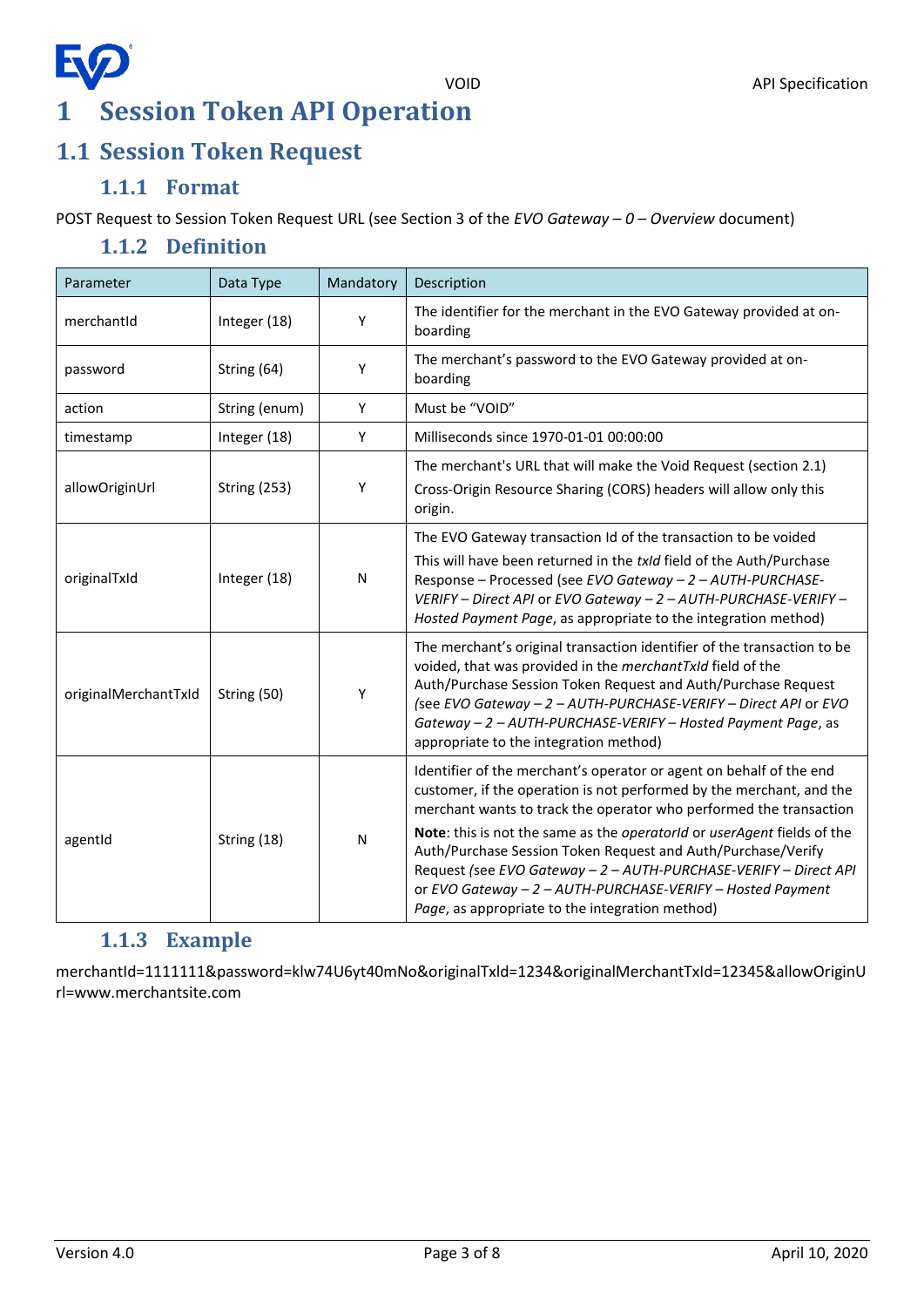# 1 Session Token API Operation

## 1.1 Session Token Request

### 1.1.1 Format

POST Request to Session Token Request URL (see Section 3 of the *EVO Gateway – 0 – Overview* document)

### 1.1.2 Definition

| Parameter | Data Type | Mandatory | Description |
|---|---|---|---|
| merchantId | Integer (18) | Y | The identifier for the merchant in the EVO Gateway provided at on-boarding |
| password | String (64) | Y | The merchant's password to the EVO Gateway provided at on-boarding |
| action | String (enum) | Y | Must be "VOID" |
| timestamp | Integer (18) | Y | Milliseconds since 1970-01-01 00:00:00 |
| allowOriginUrl | String (253) | Y | The merchant's URL that will make the Void Request (section 2.1)<br>Cross-Origin Resource Sharing (CORS) headers will allow only this origin. |
| originalTxId | Integer (18) | N | The EVO Gateway transaction Id of the transaction to be voided<br>This will have been returned in the *txId* field of the Auth/Purchase Response – Processed (see *EVO Gateway – 2 – AUTH-PURCHASE-VERIFY – Direct API* or *EVO Gateway – 2 – AUTH-PURCHASE-VERIFY – Hosted Payment Page*, as appropriate to the integration method) |
| originalMerchantTxId | String (50) | Y | The merchant's original transaction identifier of the transaction to be voided, that was provided in the *merchantTxId* field of the Auth/Purchase Session Token Request and Auth/Purchase Request *(see EVO Gateway – 2 – AUTH-PURCHASE-VERIFY – Direct API* or *EVO Gateway – 2 – AUTH-PURCHASE-VERIFY – Hosted Payment Page*, as appropriate to the integration method) |
| agentId | String (18) | N | Identifier of the merchant's operator or agent on behalf of the end customer, if the operation is not performed by the merchant, and the merchant wants to track the operator who performed the transaction<br>**Note**: this is not the same as the *operatorId* or *userAgent* fields of the Auth/Purchase Session Token Request and Auth/Purchase/Verify Request *(see EVO Gateway – 2 – AUTH-PURCHASE-VERIFY – Direct API* or *EVO Gateway – 2 – AUTH-PURCHASE-VERIFY – Hosted Payment Page*, as appropriate to the integration method) |

### 1.1.3 Example

merchantId=1111111&password=klw74U6yt40mNo&originalTxId=1234&originalMerchantTxId=12345&allowOriginUrl=www.merchantsite.com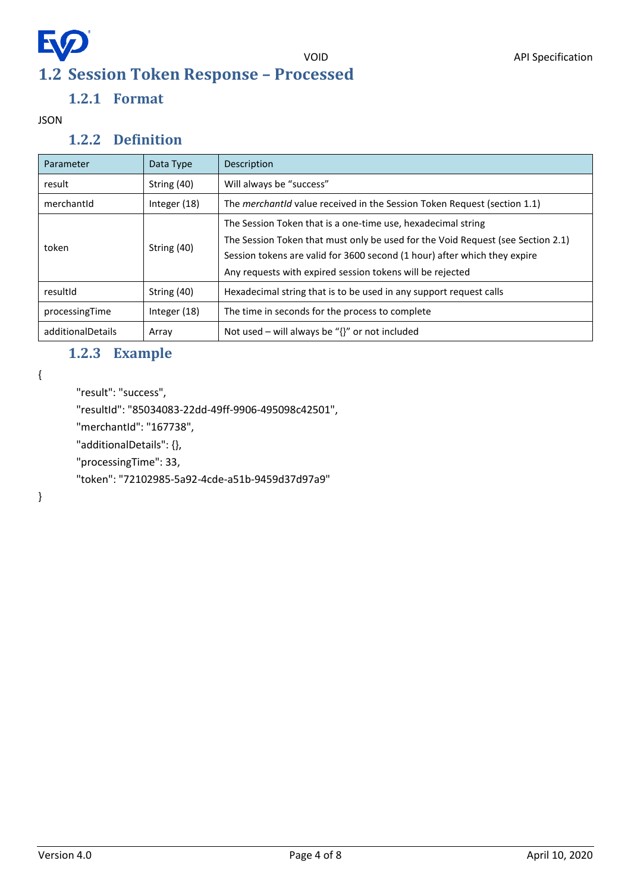## 1.2 Session Token Response – Processed

### 1.2.1 Format

JSON

### 1.2.2 Definition

| Parameter | Data Type | Description |
|---|---|---|
| result | String (40) | Will always be "success" |
| merchantId | Integer (18) | The *merchantId* value received in the Session Token Request (section 1.1) |
| token | String (40) | The Session Token that is a one-time use, hexadecimal string<br>The Session Token that must only be used for the Void Request (see Section 2.1)<br>Session tokens are valid for 3600 second (1 hour) after which they expire<br>Any requests with expired session tokens will be rejected |
| resultId | String (40) | Hexadecimal string that is to be used in any support request calls |
| processingTime | Integer (18) | The time in seconds for the process to complete |
| additionalDetails | Array | Not used – will always be "{}" or not included |

### 1.2.3 Example

```
{
    "result": "success",
    "resultId": "85034083-22dd-49ff-9906-495098c42501",
    "merchantId": "167738",
    "additionalDetails": {},
    "processingTime": 33,
    "token": "72102985-5a92-4cde-a51b-9459d37d97a9"
}
```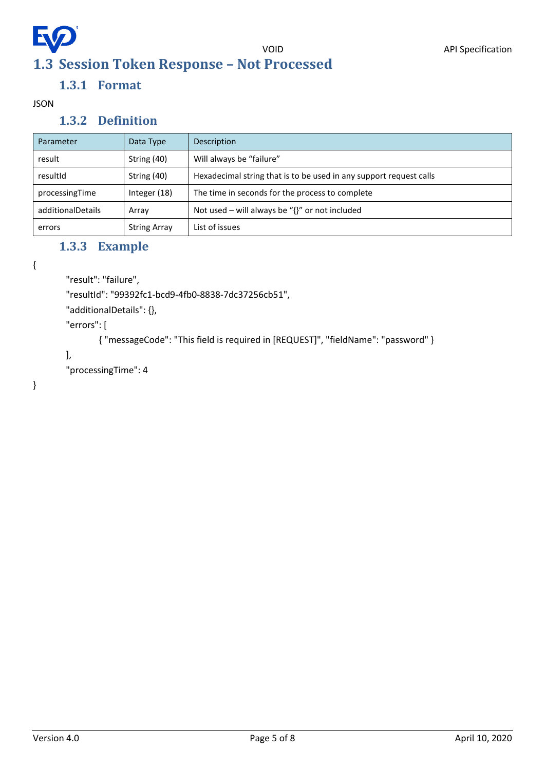## 1.3 Session Token Response – Not Processed

### 1.3.1 Format

JSON

### 1.3.2 Definition

| Parameter | Data Type | Description |
|---|---|---|
| result | String (40) | Will always be "failure" |
| resultId | String (40) | Hexadecimal string that is to be used in any support request calls |
| processingTime | Integer (18) | The time in seconds for the process to complete |
| additionalDetails | Array | Not used – will always be "{}" or not included |
| errors | String Array | List of issues |

### 1.3.3 Example

```
{
    "result": "failure",
    "resultId": "99392fc1-bcd9-4fb0-8838-7dc37256cb51",
    "additionalDetails": {},
    "errors": [
        { "messageCode": "This field is required in [REQUEST]", "fieldName": "password" }
    ],
    "processingTime": 4
}
```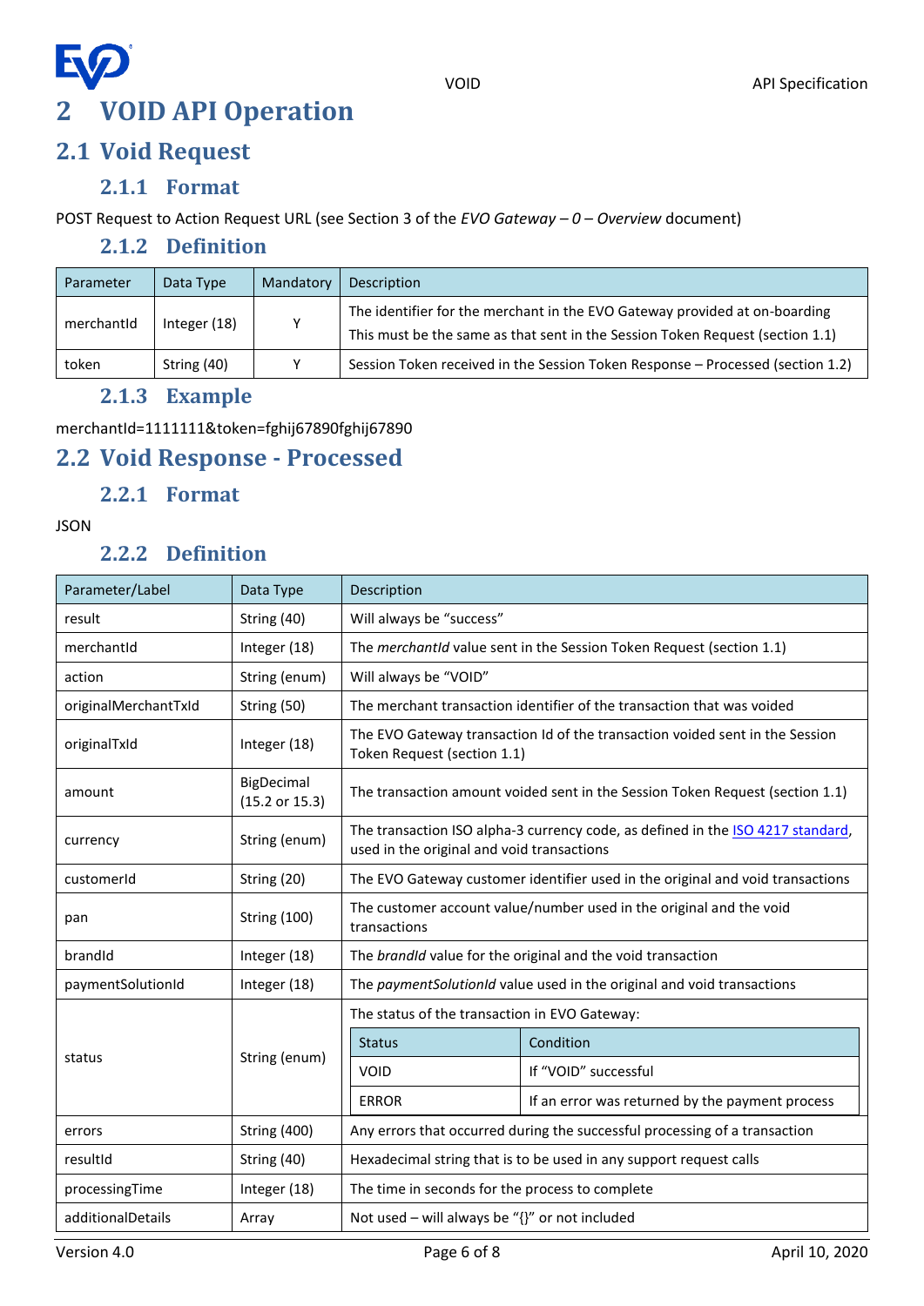# 2 VOID API Operation

## 2.1 Void Request

### 2.1.1 Format

POST Request to Action Request URL (see Section 3 of the *EVO Gateway – 0 – Overview* document)

### 2.1.2 Definition

| Parameter | Data Type | Mandatory | Description |
|---|---|---|---|
| merchantId | Integer (18) | Y | The identifier for the merchant in the EVO Gateway provided at on-boarding<br>This must be the same as that sent in the Session Token Request (section 1.1) |
| token | String (40) | Y | Session Token received in the Session Token Response – Processed (section 1.2) |

### 2.1.3 Example

merchantId=1111111&token=fghij67890fghij67890

## 2.2 Void Response - Processed

### 2.2.1 Format

JSON

### 2.2.2 Definition

| Parameter/Label | Data Type | Description |
|---|---|---|
| result | String (40) | Will always be "success" |
| merchantId | Integer (18) | The *merchantId* value sent in the Session Token Request (section 1.1) |
| action | String (enum) | Will always be "VOID" |
| originalMerchantTxId | String (50) | The merchant transaction identifier of the transaction that was voided |
| originalTxId | Integer (18) | The EVO Gateway transaction Id of the transaction voided sent in the Session Token Request (section 1.1) |
| amount | BigDecimal (15.2 or 15.3) | The transaction amount voided sent in the Session Token Request (section 1.1) |
| currency | String (enum) | The transaction ISO alpha-3 currency code, as defined in the ISO 4217 standard, used in the original and void transactions |
| customerId | String (20) | The EVO Gateway customer identifier used in the original and void transactions |
| pan | String (100) | The customer account value/number used in the original and the void transactions |
| brandId | Integer (18) | The *brandId* value for the original and the void transaction |
| paymentSolutionId | Integer (18) | The *paymentSolutionId* value used in the original and void transactions |
| status | String (enum) | The status of the transaction in EVO Gateway:<br><br>Status / Condition<br>VOID – If "VOID" successful<br>ERROR – If an error was returned by the payment process |
| errors | String (400) | Any errors that occurred during the successful processing of a transaction |
| resultId | String (40) | Hexadecimal string that is to be used in any support request calls |
| processingTime | Integer (18) | The time in seconds for the process to complete |
| additionalDetails | Array | Not used – will always be "{}" or not included |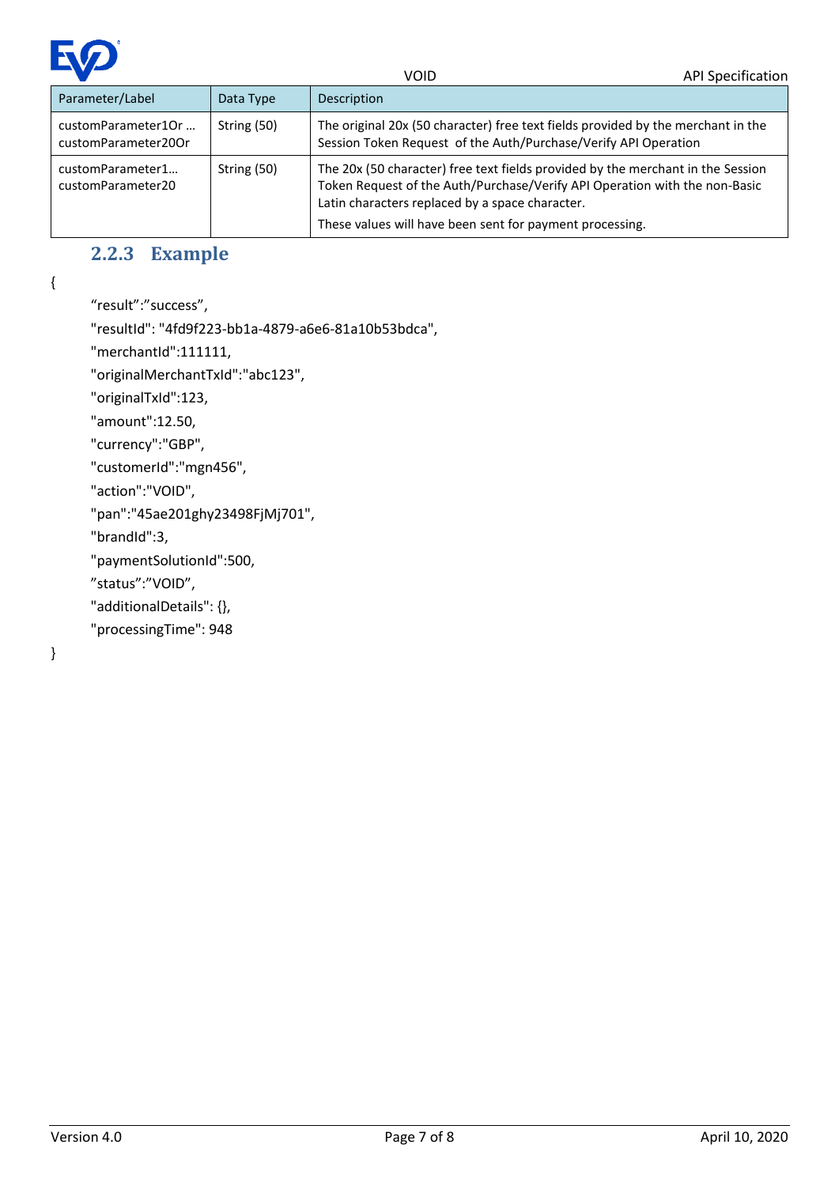| Parameter/Label | Data Type | Description |
|---|---|---|
| customParameter1Or … customParameter20Or | String (50) | The original 20x (50 character) free text fields provided by the merchant in the Session Token Request of the Auth/Purchase/Verify API Operation |
| customParameter1… customParameter20 | String (50) | The 20x (50 character) free text fields provided by the merchant in the Session Token Request of the Auth/Purchase/Verify API Operation with the non-Basic Latin characters replaced by a space character.<br>These values will have been sent for payment processing. |

### 2.2.3 Example

```
{
    “result”:”success”,
    "resultId": "4fd9f223-bb1a-4879-a6e6-81a10b53bdca",
    "merchantId":111111,
    "originalMerchantTxId":"abc123",
    "originalTxId":123,
    "amount":12.50,
    "currency":"GBP",
    "customerId":"mgn456",
    "action":"VOID",
    "pan":"45ae201ghy23498FjMj701",
    "brandId":3,
    "paymentSolutionId":500,
    ”status”:”VOID”,
    "additionalDetails": {},
    "processingTime": 948
}
```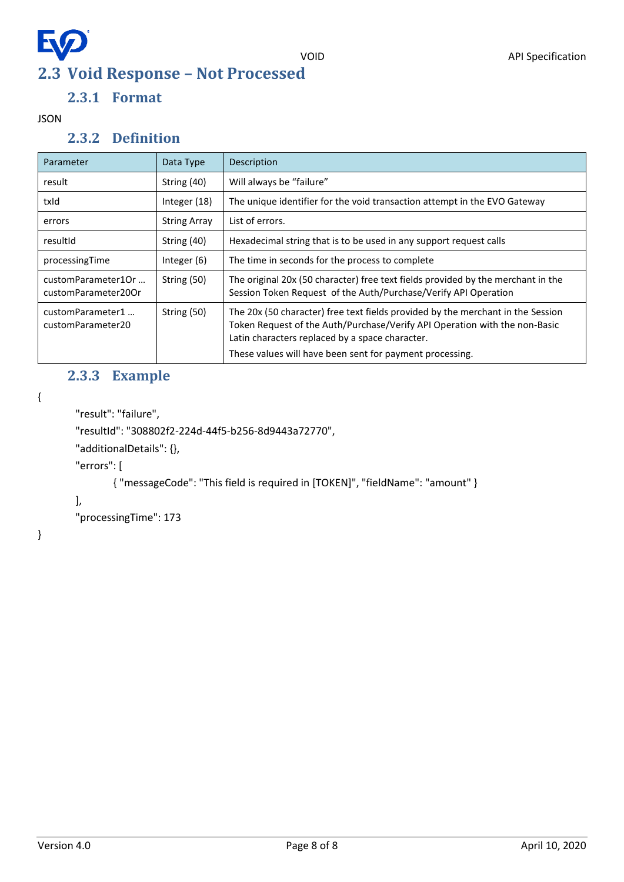## 2.3 Void Response – Not Processed

### 2.3.1 Format

JSON

### 2.3.2 Definition

| Parameter | Data Type | Description |
|---|---|---|
| result | String (40) | Will always be "failure" |
| txId | Integer (18) | The unique identifier for the void transaction attempt in the EVO Gateway |
| errors | String Array | List of errors. |
| resultId | String (40) | Hexadecimal string that is to be used in any support request calls |
| processingTime | Integer (6) | The time in seconds for the process to complete |
| customParameter1Or … customParameter20Or | String (50) | The original 20x (50 character) free text fields provided by the merchant in the Session Token Request of the Auth/Purchase/Verify API Operation |
| customParameter1 … customParameter20 | String (50) | The 20x (50 character) free text fields provided by the merchant in the Session Token Request of the Auth/Purchase/Verify API Operation with the non-Basic Latin characters replaced by a space character. These values will have been sent for payment processing. |

### 2.3.3 Example

```
{
    "result": "failure",
    "resultId": "308802f2-224d-44f5-b256-8d9443a72770",
    "additionalDetails": {},
    "errors": [
        { "messageCode": "This field is required in [TOKEN]", "fieldName": "amount" }
    ],
    "processingTime": 173
}
```